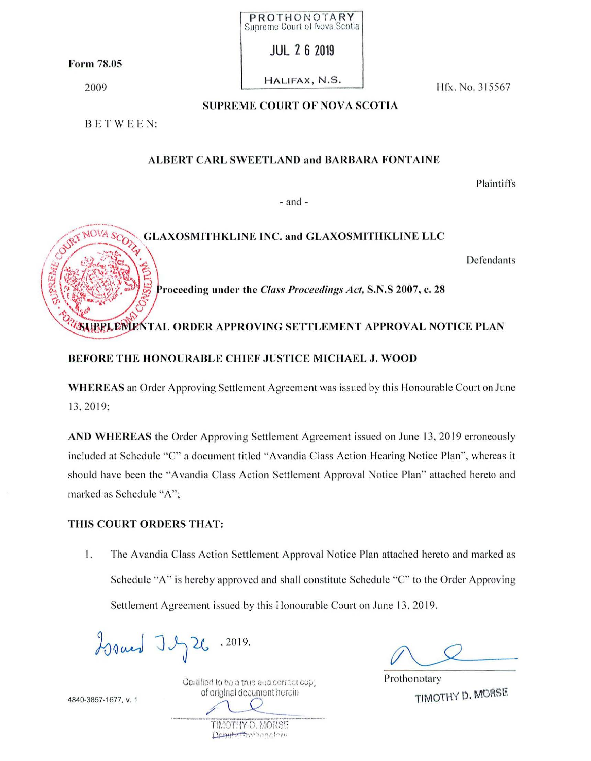PROTHONOTARY
Supreme Court of Nova Scotia

JUL 26 2019

HALIFAX, N.S.

Form 78.05

2009

Hfx. No. 315567

**SUPREME COURT OF NOVA SCOTIA**

BETWEEN:

**ALBERT CARL SWEETLAND and BARBARA FONTAINE**

Plaintiffs

\- and -

**GLAXOSMITHKLINE INC. and GLAXOSMITHKLINE LLC**

Defendants

**Proceeding under the *Class Proceedings Act*, S.N.S 2007, c. 28**

**SUPPLEMENTAL ORDER APPROVING SETTLEMENT APPROVAL NOTICE PLAN**

**BEFORE THE HONOURABLE CHIEF JUSTICE MICHAEL J. WOOD**

**WHEREAS** an Order Approving Settlement Agreement was issued by this Honourable Court on June 13, 2019;

**AND WHEREAS** the Order Approving Settlement Agreement issued on June 13, 2019 erroneously included at Schedule "C" a document titled "Avandia Class Action Hearing Notice Plan", whereas it should have been the "Avandia Class Action Settlement Approval Notice Plan" attached hereto and marked as Schedule "A";

**THIS COURT ORDERS THAT:**

1. The Avandia Class Action Settlement Approval Notice Plan attached hereto and marked as Schedule "A" is hereby approved and shall constitute Schedule "C" to the Order Approving Settlement Agreement issued by this Honourable Court on June 13, 2019.

Issued July 26, 2019.

Prothonotary

TIMOTHY D. MORSE

Certified to be a true and correct copy of original document herein

TIMOTHY D. MORSE
Deputy Prothonotary

4840-3857-1677, v. 1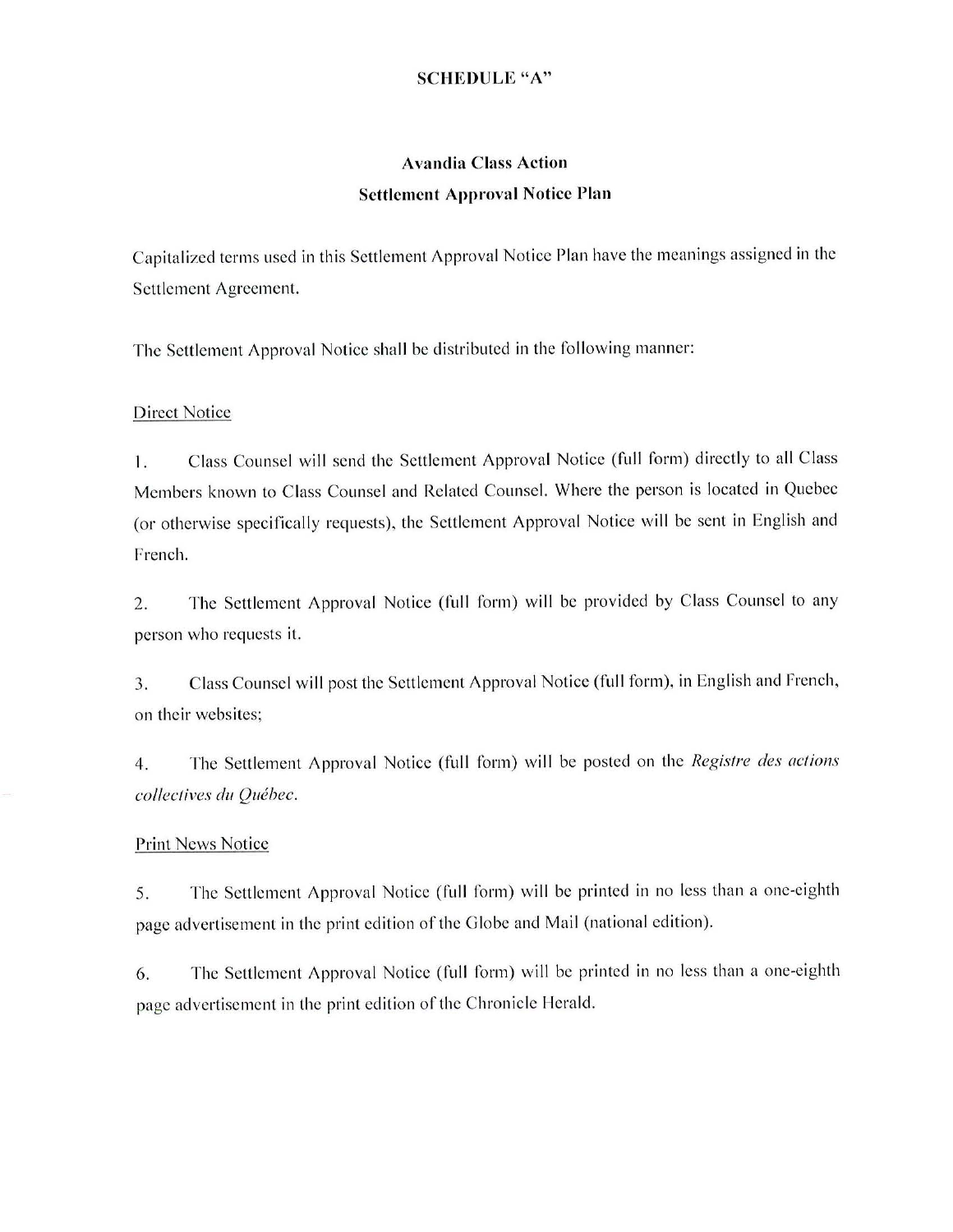**SCHEDULE "A"**

**Avandia Class Action**

**Settlement Approval Notice Plan**

Capitalized terms used in this Settlement Approval Notice Plan have the meanings assigned in the Settlement Agreement.

The Settlement Approval Notice shall be distributed in the following manner:

Direct Notice

1. Class Counsel will send the Settlement Approval Notice (full form) directly to all Class Members known to Class Counsel and Related Counsel. Where the person is located in Quebec (or otherwise specifically requests), the Settlement Approval Notice will be sent in English and French.

2. The Settlement Approval Notice (full form) will be provided by Class Counsel to any person who requests it.

3. Class Counsel will post the Settlement Approval Notice (full form), in English and French, on their websites;

4. The Settlement Approval Notice (full form) will be posted on the *Registre des actions collectives du Québec*.

Print News Notice

5. The Settlement Approval Notice (full form) will be printed in no less than a one-eighth page advertisement in the print edition of the Globe and Mail (national edition).

6. The Settlement Approval Notice (full form) will be printed in no less than a one-eighth page advertisement in the print edition of the Chronicle Herald.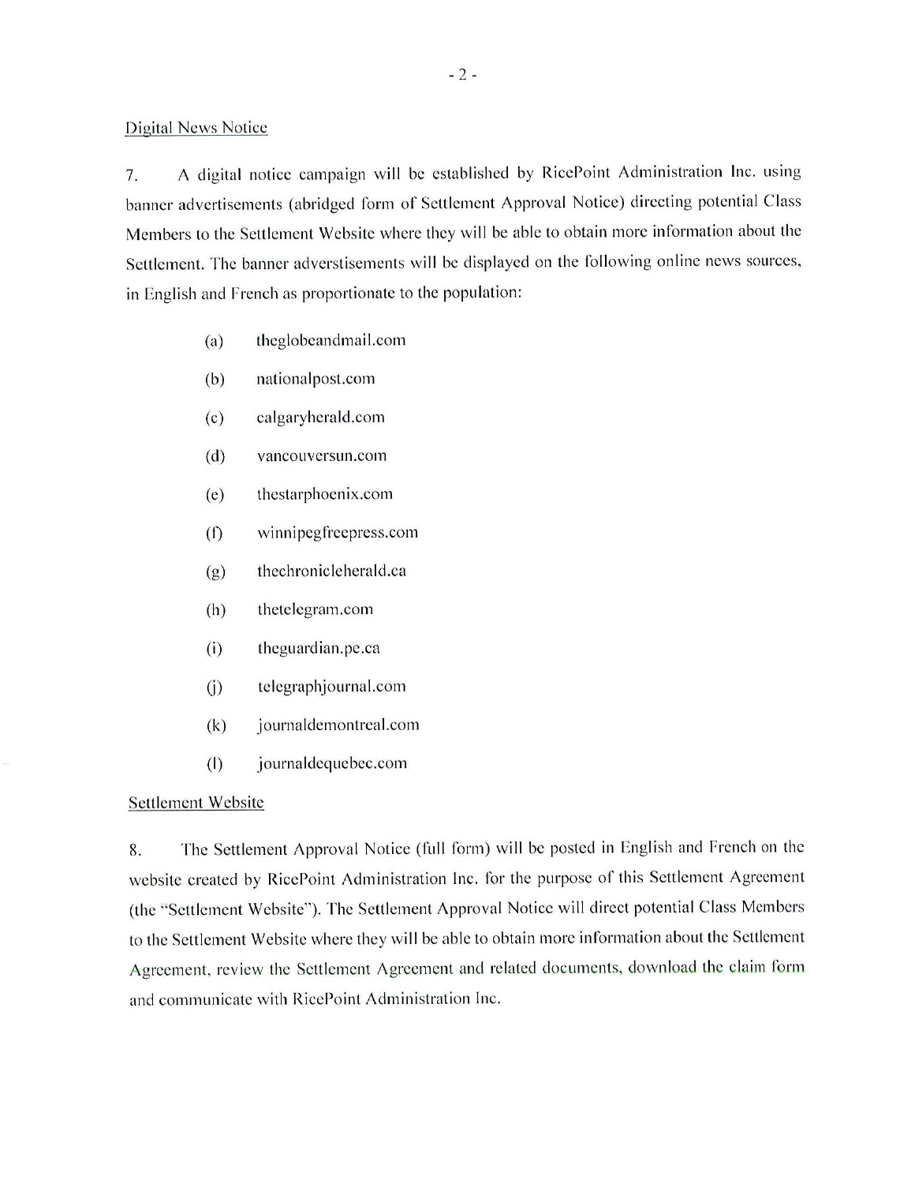<u>Digital News Notice</u>

7. A digital notice campaign will be established by RicePoint Administration Inc. using banner advertisements (abridged form of Settlement Approval Notice) directing potential Class Members to the Settlement Website where they will be able to obtain more information about the Settlement. The banner adverstisements will be displayed on the following online news sources, in English and French as proportionate to the population:

(a) theglobeandmail.com

(b) nationalpost.com

(c) calgaryherald.com

(d) vancouversun.com

(e) thestarphoenix.com

(f) winnipegfreepress.com

(g) thechronicleherald.ca

(h) thetelegram.com

(i) theguardian.pe.ca

(j) telegraphjournal.com

(k) journaldemontreal.com

(l) journaldequebec.com

<u>Settlement Website</u>

8. The Settlement Approval Notice (full form) will be posted in English and French on the website created by RicePoint Administration Inc. for the purpose of this Settlement Agreement (the "Settlement Website"). The Settlement Approval Notice will direct potential Class Members to the Settlement Website where they will be able to obtain more information about the Settlement Agreement, review the Settlement Agreement and related documents, download the claim form and communicate with RicePoint Administration Inc.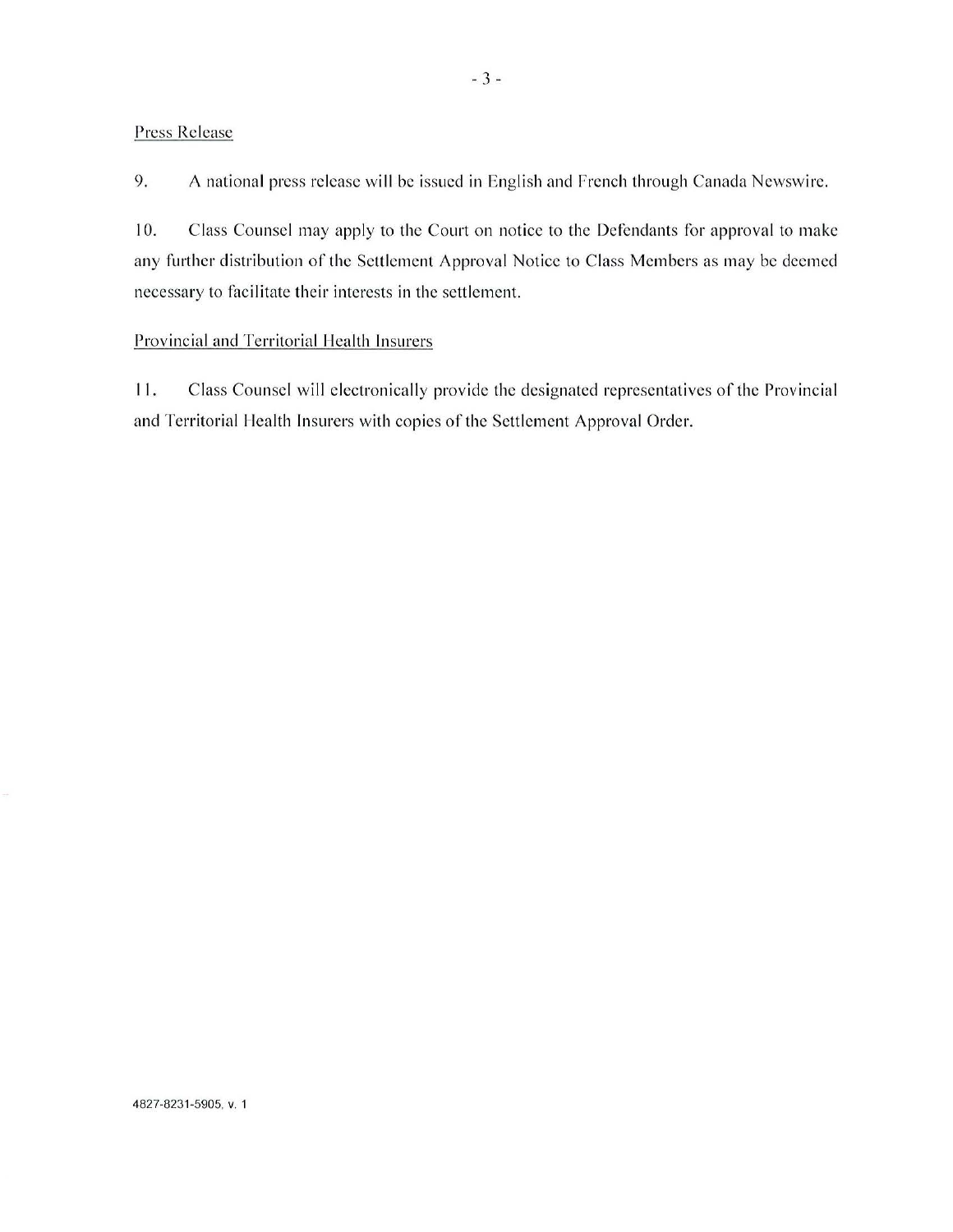Press Release

9. A national press release will be issued in English and French through Canada Newswire.

10. Class Counsel may apply to the Court on notice to the Defendants for approval to make any further distribution of the Settlement Approval Notice to Class Members as may be deemed necessary to facilitate their interests in the settlement.

Provincial and Territorial Health Insurers

11. Class Counsel will electronically provide the designated representatives of the Provincial and Territorial Health Insurers with copies of the Settlement Approval Order.

4827-8231-5905, v. 1